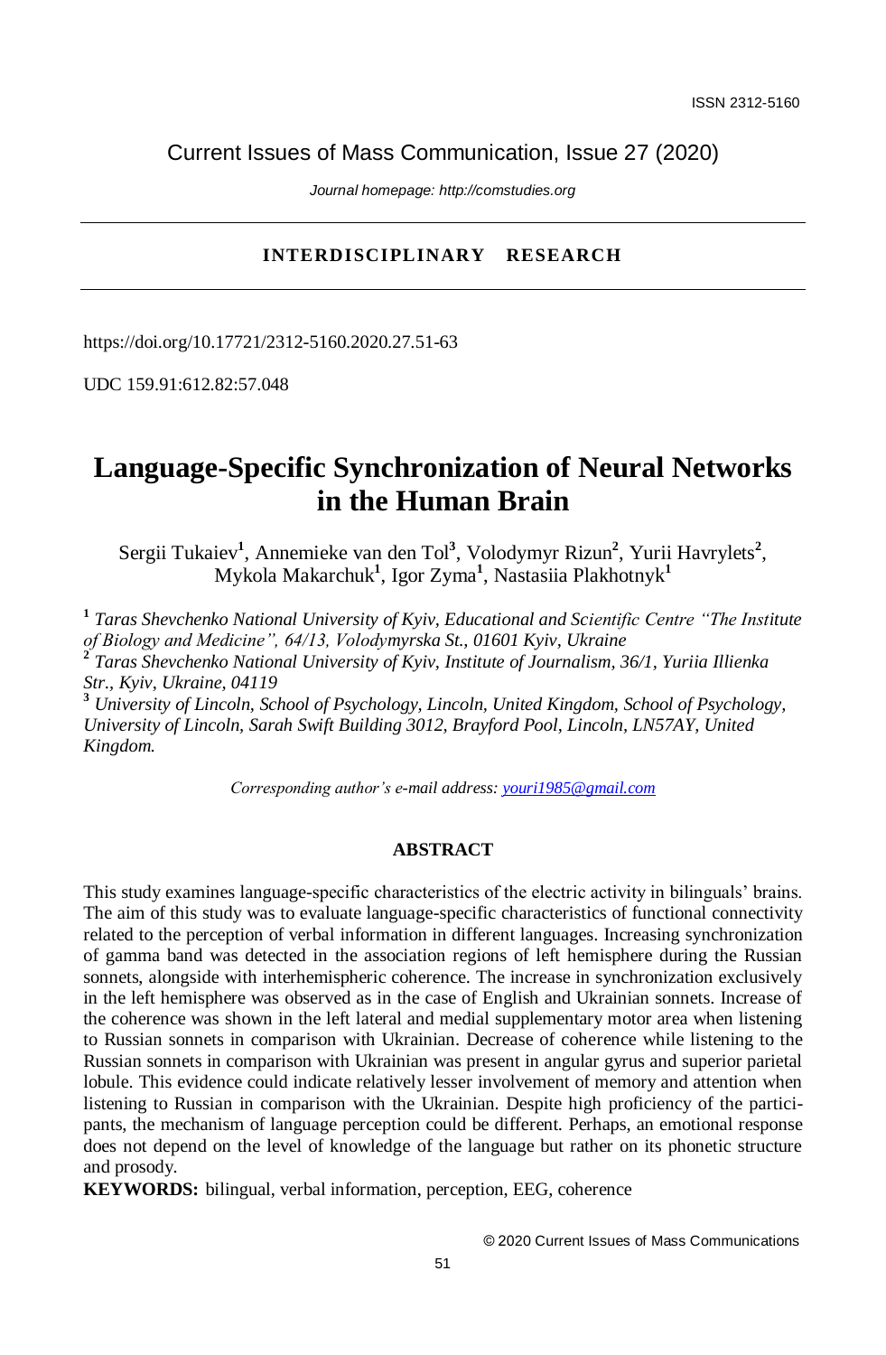ISSN 2312-5160

Current Issues of Mass Communication, Issue 27 (2020)

*Journal homepage: http://comstudies.org*

**INTERDISCIPLINARY RESEARCH**

https://doi.org/10.17721/2312-5160.2020.27.51-63

UDC 159.91:612.82:57.048

# Language-Specific Synchronization of Neural Networks in the Human Brain

Sergii Tukaiev[1], Annemieke van den Tol[3], Volodymyr Rizun[2], Yurii Havrylets[2], Mykola Makarchuk[1], Igor Zyma[1], Nastasiia Plakhotnyk[1]

[1] *Taras Shevchenko National University of Kyiv, Educational and Scientific Centre "The Institute of Biology and Medicine", 64/13, Volodymyrska St., 01601 Kyiv, Ukraine*
[2] *Taras Shevchenko National University of Kyiv, Institute of Journalism, 36/1, Yuriia Illienka Str., Kyiv, Ukraine, 04119*
[3] *University of Lincoln, School of Psychology, Lincoln, United Kingdom, School of Psychology, University of Lincoln, Sarah Swift Building 3012, Brayford Pool, Lincoln, LN57AY, United Kingdom.*

*Corresponding author's e-mail address: youri1985@gmail.com*

## ABSTRACT

This study examines language-specific characteristics of the electric activity in bilinguals' brains. The aim of this study was to evaluate language-specific characteristics of functional connectivity related to the perception of verbal information in different languages. Increasing synchronization of gamma band was detected in the association regions of left hemisphere during the Russian sonnets, alongside with interhemispheric coherence. The increase in synchronization exclusively in the left hemisphere was observed as in the case of English and Ukrainian sonnets. Increase of the coherence was shown in the left lateral and medial supplementary motor area when listening to Russian sonnets in comparison with Ukrainian. Decrease of coherence while listening to the Russian sonnets in comparison with Ukrainian was present in angular gyrus and superior parietal lobule. This evidence could indicate relatively lesser involvement of memory and attention when listening to Russian in comparison with the Ukrainian. Despite high proficiency of the participants, the mechanism of language perception could be different. Perhaps, an emotional response does not depend on the level of knowledge of the language but rather on its phonetic structure and prosody.

**KEYWORDS:** bilingual, verbal information, perception, EEG, coherence

© 2020 Current Issues of Mass Communications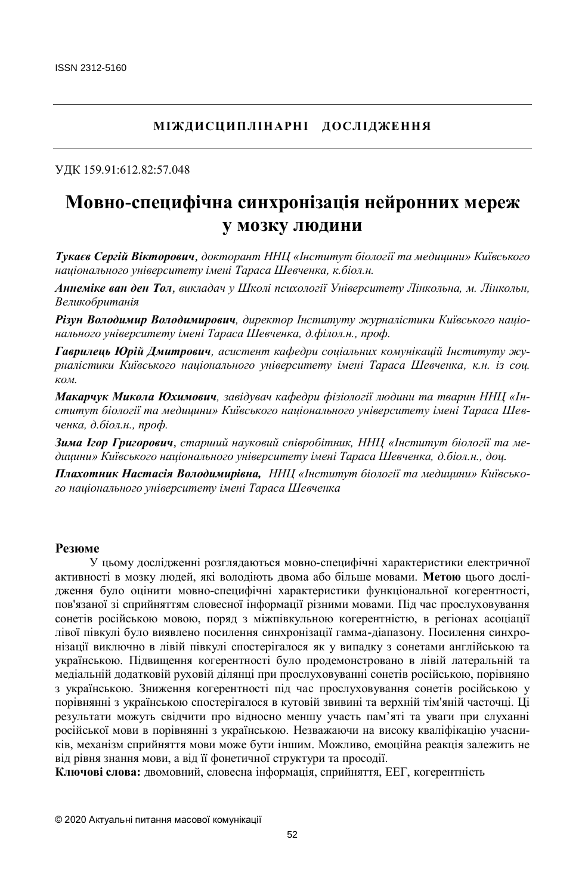ISSN 2312-5160

**МІЖДИСЦИПЛІНАРНІ ДОСЛІДЖЕННЯ**

УДК 159.91:612.82:57.048

# Мовно-специфічна синхронізація нейронних мереж у мозку людини

***Тукаєв Сергій Вікторович****, докторант ННЦ «Інститут біології та медицини» Київського національного університету імені Тараса Шевченка, к.біол.н.*

***Аннеміке ван ден Тол****, викладач у Школі психології Університету Лінкольна, м. Лінкольн, Великобританія*

***Різун Володимир Володимирович****, директор Інституту журналістики Київського національного університету імені Тараса Шевченка, д.філол.н., проф.*

***Гаврилець Юрій Дмитрович****, асистент кафедри соціальних комунікацій Інституту журналістики Київського національного університету імені Тараса Шевченка, к.н. із соц. ком.*

***Макарчук Микола Юхимович****, завідувач кафедри фізіології людини та тварин ННЦ «Інститут біології та медицини» Київського національного університету імені Тараса Шевченка, д.біол.н., проф.*

***Зима Ігор Григорович****, старший науковий співробітник, ННЦ «Інститут біології та медицини» Київського національного університету імені Тараса Шевченка, д.біол.н., доц.*

***Плахотник Настасія Володимирівна,*** *ННЦ «Інститут біології та медицини» Київського національного університету імені Тараса Шевченка*

## Резюме

У цьому дослідженні розглядаються мовно-специфічні характеристики електричної активності в мозку людей, які володіють двома або більше мовами. **Метою** цього дослідження було оцінити мовно-специфічні характеристики функціональної когерентності, пов'язаної зі сприйняттям словесної інформації різними мовами. Під час прослуховування сонетів російською мовою, поряд з міжпівкульною когерентністю, в регіонах асоціації лівої півкулі було виявлено посилення синхронізації гамма-діапазону. Посилення синхронізації виключно в лівій півкулі спостерігалося як у випадку з сонетами англійською та українською. Підвищення когерентності було продемонстровано в лівій латеральній та медіальній додатковій руховій ділянці при прослуховуванні сонетів російською, порівняно з українською. Зниження когерентності під час прослуховування сонетів російською у порівнянні з українською спостерігалося в кутовій звивині та верхній тім'яній часточці. Ці результати можуть свідчити про відносно меншу участь пам'яті та уваги при слуханні російської мови в порівнянні з українською. Незважаючи на високу кваліфікацію учасників, механізм сприйняття мови може бути іншим. Можливо, емоційна реакція залежить не від рівня знання мови, а від її фонетичної структури та просодії.

**Ключові слова:** двомовний, словесна інформація, сприйняття, ЕЕГ, когерентність

© 2020 Актуальні питання масової комунікації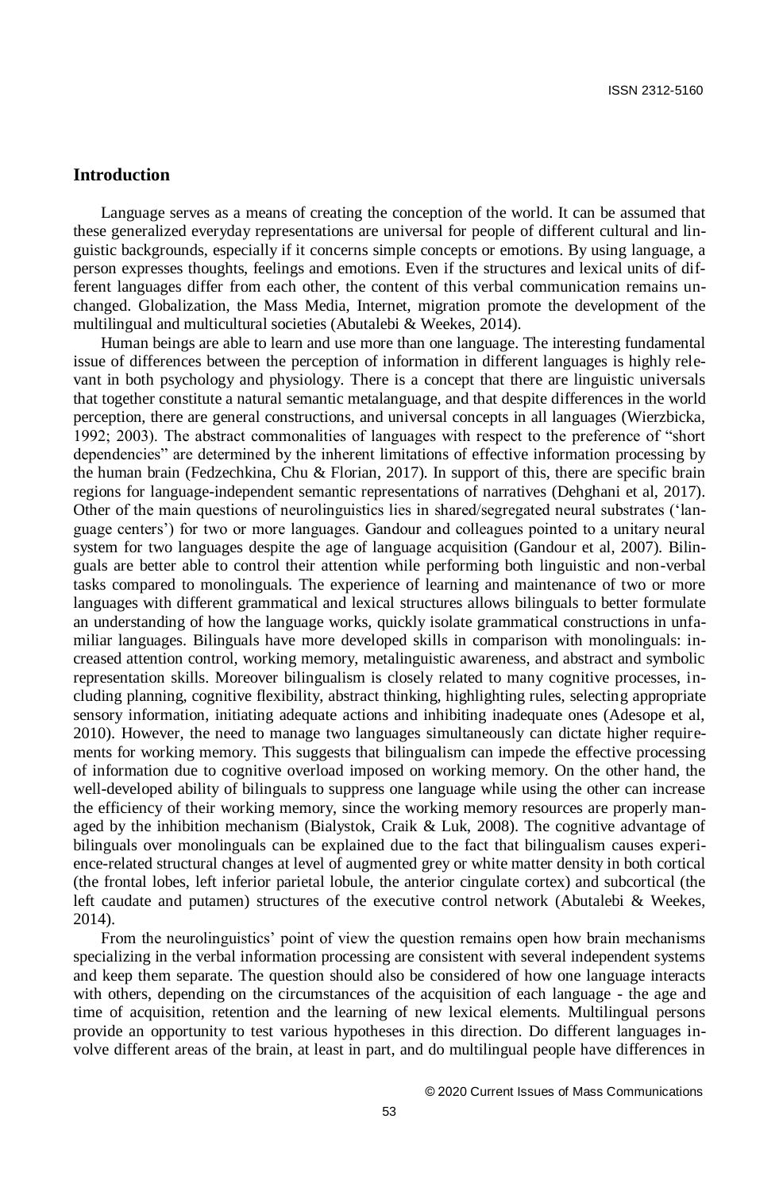## Introduction

Language serves as a means of creating the conception of the world. It can be assumed that these generalized everyday representations are universal for people of different cultural and linguistic backgrounds, especially if it concerns simple concepts or emotions. By using language, a person expresses thoughts, feelings and emotions. Even if the structures and lexical units of different languages differ from each other, the content of this verbal communication remains unchanged. Globalization, the Mass Media, Internet, migration promote the development of the multilingual and multicultural societies (Abutalebi & Weekes, 2014).

Human beings are able to learn and use more than one language. The interesting fundamental issue of differences between the perception of information in different languages is highly relevant in both psychology and physiology. There is a concept that there are linguistic universals that together constitute a natural semantic metalanguage, and that despite differences in the world perception, there are general constructions, and universal concepts in all languages (Wierzbicka, 1992; 2003). The abstract commonalities of languages with respect to the preference of "short dependencies" are determined by the inherent limitations of effective information processing by the human brain (Fedzechkina, Chu & Florian, 2017). In support of this, there are specific brain regions for language-independent semantic representations of narratives (Dehghani et al, 2017). Other of the main questions of neurolinguistics lies in shared/segregated neural substrates ('language centers') for two or more languages. Gandour and colleagues pointed to a unitary neural system for two languages despite the age of language acquisition (Gandour et al, 2007). Bilinguals are better able to control their attention while performing both linguistic and non-verbal tasks compared to monolinguals. The experience of learning and maintenance of two or more languages with different grammatical and lexical structures allows bilinguals to better formulate an understanding of how the language works, quickly isolate grammatical constructions in unfamiliar languages. Bilinguals have more developed skills in comparison with monolinguals: increased attention control, working memory, metalinguistic awareness, and abstract and symbolic representation skills. Moreover bilingualism is closely related to many cognitive processes, including planning, cognitive flexibility, abstract thinking, highlighting rules, selecting appropriate sensory information, initiating adequate actions and inhibiting inadequate ones (Adesope et al, 2010). However, the need to manage two languages simultaneously can dictate higher requirements for working memory. This suggests that bilingualism can impede the effective processing of information due to cognitive overload imposed on working memory. On the other hand, the well-developed ability of bilinguals to suppress one language while using the other can increase the efficiency of their working memory, since the working memory resources are properly managed by the inhibition mechanism (Bialystok, Craik & Luk, 2008). The cognitive advantage of bilinguals over monolinguals can be explained due to the fact that bilingualism causes experience-related structural changes at level of augmented grey or white matter density in both cortical (the frontal lobes, left inferior parietal lobule, the anterior cingulate cortex) and subcortical (the left caudate and putamen) structures of the executive control network (Abutalebi & Weekes, 2014).

From the neurolinguistics' point of view the question remains open how brain mechanisms specializing in the verbal information processing are consistent with several independent systems and keep them separate. The question should also be considered of how one language interacts with others, depending on the circumstances of the acquisition of each language - the age and time of acquisition, retention and the learning of new lexical elements. Multilingual persons provide an opportunity to test various hypotheses in this direction. Do different languages involve different areas of the brain, at least in part, and do multilingual people have differences in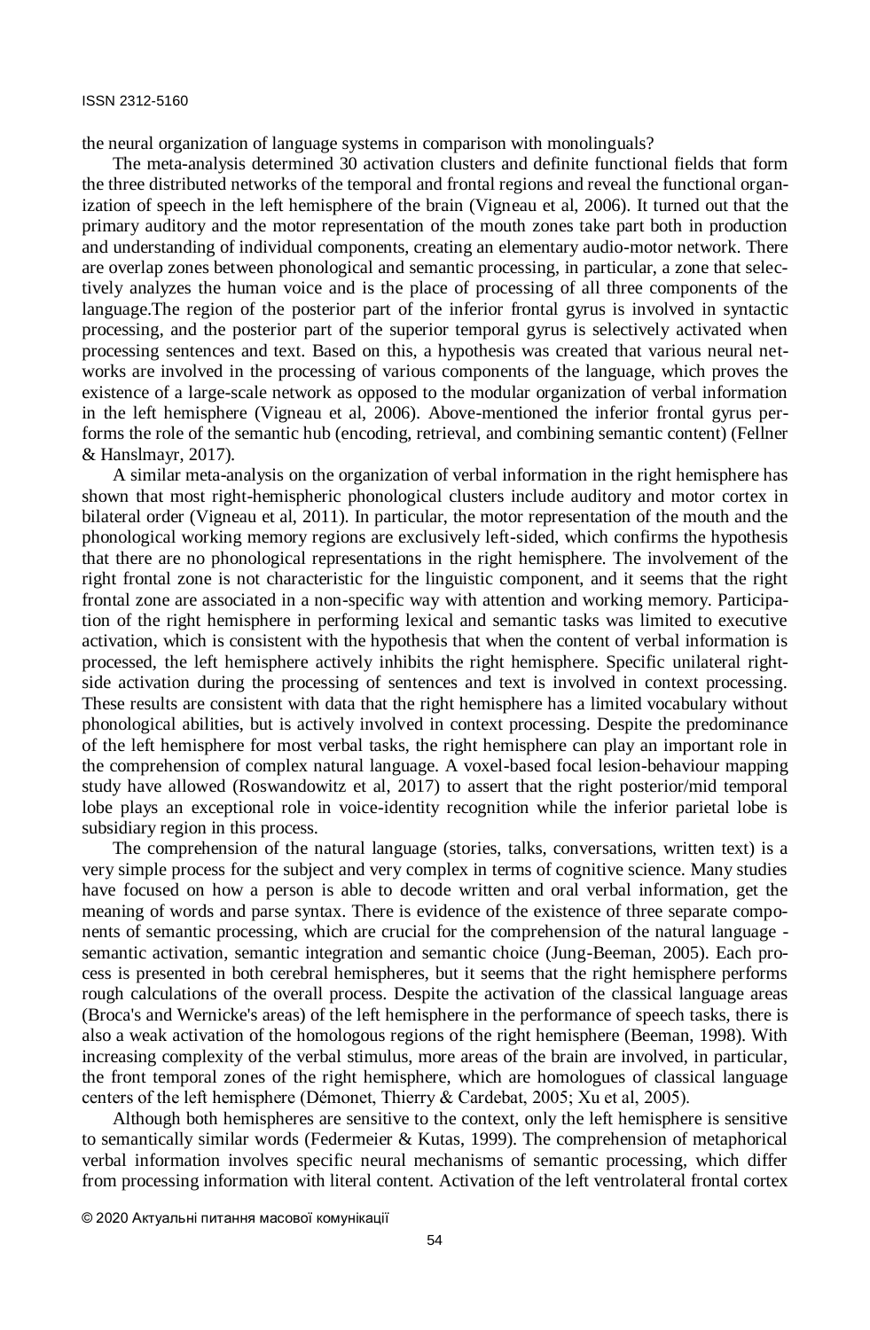the neural organization of language systems in comparison with monolinguals?

The meta-analysis determined 30 activation clusters and definite functional fields that form the three distributed networks of the temporal and frontal regions and reveal the functional organization of speech in the left hemisphere of the brain (Vigneau et al, 2006). It turned out that the primary auditory and the motor representation of the mouth zones take part both in production and understanding of individual components, creating an elementary audio-motor network. There are overlap zones between phonological and semantic processing, in particular, a zone that selectively analyzes the human voice and is the place of processing of all three components of the language.The region of the posterior part of the inferior frontal gyrus is involved in syntactic processing, and the posterior part of the superior temporal gyrus is selectively activated when processing sentences and text. Based on this, a hypothesis was created that various neural networks are involved in the processing of various components of the language, which proves the existence of a large-scale network as opposed to the modular organization of verbal information in the left hemisphere (Vigneau et al, 2006). Above-mentioned the inferior frontal gyrus performs the role of the semantic hub (encoding, retrieval, and combining semantic content) (Fellner & Hanslmayr, 2017).

A similar meta-analysis on the organization of verbal information in the right hemisphere has shown that most right-hemispheric phonological clusters include auditory and motor cortex in bilateral order (Vigneau et al, 2011). In particular, the motor representation of the mouth and the phonological working memory regions are exclusively left-sided, which confirms the hypothesis that there are no phonological representations in the right hemisphere. The involvement of the right frontal zone is not characteristic for the linguistic component, and it seems that the right frontal zone are associated in a non-specific way with attention and working memory. Participation of the right hemisphere in performing lexical and semantic tasks was limited to executive activation, which is consistent with the hypothesis that when the content of verbal information is processed, the left hemisphere actively inhibits the right hemisphere. Specific unilateral right-side activation during the processing of sentences and text is involved in context processing. These results are consistent with data that the right hemisphere has a limited vocabulary without phonological abilities, but is actively involved in context processing. Despite the predominance of the left hemisphere for most verbal tasks, the right hemisphere can play an important role in the comprehension of complex natural language. A voxel-based focal lesion-behaviour mapping study have allowed (Roswandowitz et al, 2017) to assert that the right posterior/mid temporal lobe plays an exceptional role in voice-identity recognition while the inferior parietal lobe is subsidiary region in this process.

The comprehension of the natural language (stories, talks, conversations, written text) is a very simple process for the subject and very complex in terms of cognitive science. Many studies have focused on how a person is able to decode written and oral verbal information, get the meaning of words and parse syntax. There is evidence of the existence of three separate components of semantic processing, which are crucial for the comprehension of the natural language - semantic activation, semantic integration and semantic choice (Jung-Beeman, 2005). Each process is presented in both cerebral hemispheres, but it seems that the right hemisphere performs rough calculations of the overall process. Despite the activation of the classical language areas (Broca's and Wernicke's areas) of the left hemisphere in the performance of speech tasks, there is also a weak activation of the homologous regions of the right hemisphere (Beeman, 1998). With increasing complexity of the verbal stimulus, more areas of the brain are involved, in particular, the front temporal zones of the right hemisphere, which are homologues of classical language centers of the left hemisphere (Démonet, Thierry & Cardebat, 2005; Xu et al, 2005).

Although both hemispheres are sensitive to the context, only the left hemisphere is sensitive to semantically similar words (Federmeier & Kutas, 1999). The comprehension of metaphorical verbal information involves specific neural mechanisms of semantic processing, which differ from processing information with literal content. Activation of the left ventrolateral frontal cortex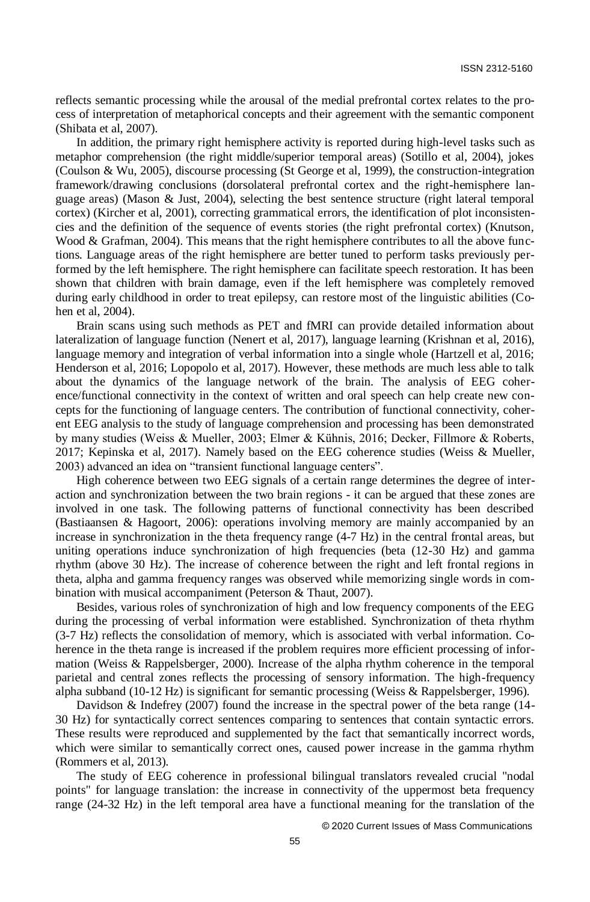reflects semantic processing while the arousal of the medial prefrontal cortex relates to the process of interpretation of metaphorical concepts and their agreement with the semantic component (Shibata et al, 2007).

In addition, the primary right hemisphere activity is reported during high-level tasks such as metaphor comprehension (the right middle/superior temporal areas) (Sotillo et al, 2004), jokes (Coulson & Wu, 2005), discourse processing (St George et al, 1999), the construction-integration framework/drawing conclusions (dorsolateral prefrontal cortex and the right-hemisphere language areas) (Mason & Just, 2004), selecting the best sentence structure (right lateral temporal cortex) (Kircher et al, 2001), correcting grammatical errors, the identification of plot inconsistencies and the definition of the sequence of events stories (the right prefrontal cortex) (Knutson, Wood & Grafman, 2004). This means that the right hemisphere contributes to all the above functions. Language areas of the right hemisphere are better tuned to perform tasks previously performed by the left hemisphere. The right hemisphere can facilitate speech restoration. It has been shown that children with brain damage, even if the left hemisphere was completely removed during early childhood in order to treat epilepsy, can restore most of the linguistic abilities (Cohen et al, 2004).

Brain scans using such methods as PET and fMRI can provide detailed information about lateralization of language function (Nenert et al, 2017), language learning (Krishnan et al, 2016), language memory and integration of verbal information into a single whole (Hartzell et al, 2016; Henderson et al, 2016; Lopopolo et al, 2017). However, these methods are much less able to talk about the dynamics of the language network of the brain. The analysis of EEG coherence/functional connectivity in the context of written and oral speech can help create new concepts for the functioning of language centers. The contribution of functional connectivity, coherent EEG analysis to the study of language comprehension and processing has been demonstrated by many studies (Weiss & Mueller, 2003; Elmer & Kühnis, 2016; Decker, Fillmore & Roberts, 2017; Kepinska et al, 2017). Namely based on the EEG coherence studies (Weiss & Mueller, 2003) advanced an idea on "transient functional language centers".

High coherence between two EEG signals of a certain range determines the degree of interaction and synchronization between the two brain regions - it can be argued that these zones are involved in one task. The following patterns of functional connectivity has been described (Bastiaansen & Hagoort, 2006): operations involving memory are mainly accompanied by an increase in synchronization in the theta frequency range (4-7 Hz) in the central frontal areas, but uniting operations induce synchronization of high frequencies (beta (12-30 Hz) and gamma rhythm (above 30 Hz). The increase of coherence between the right and left frontal regions in theta, alpha and gamma frequency ranges was observed while memorizing single words in combination with musical accompaniment (Peterson & Thaut, 2007).

Besides, various roles of synchronization of high and low frequency components of the EEG during the processing of verbal information were established. Synchronization of theta rhythm (3-7 Hz) reflects the consolidation of memory, which is associated with verbal information. Coherence in the theta range is increased if the problem requires more efficient processing of information (Weiss & Rappelsberger, 2000). Increase of the alpha rhythm coherence in the temporal parietal and central zones reflects the processing of sensory information. The high-frequency alpha subband (10-12 Hz) is significant for semantic processing (Weiss & Rappelsberger, 1996).

Davidson & Indefrey (2007) found the increase in the spectral power of the beta range (14-30 Hz) for syntactically correct sentences comparing to sentences that contain syntactic errors. These results were reproduced and supplemented by the fact that semantically incorrect words, which were similar to semantically correct ones, caused power increase in the gamma rhythm (Rommers et al, 2013).

The study of EEG coherence in professional bilingual translators revealed crucial "nodal points" for language translation: the increase in connectivity of the uppermost beta frequency range (24-32 Hz) in the left temporal area have a functional meaning for the translation of the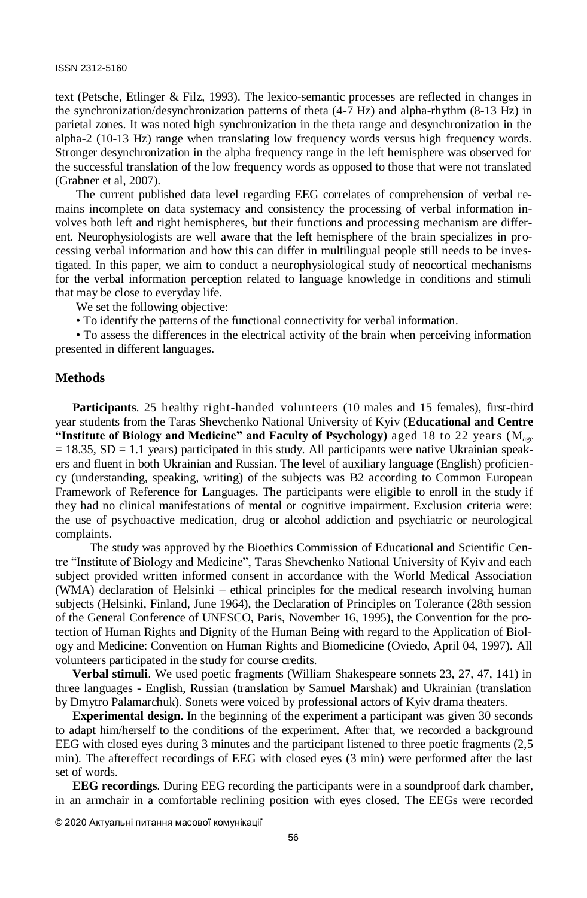text (Petsche, Etlinger & Filz, 1993). The lexico-semantic processes are reflected in changes in the synchronization/desynchronization patterns of theta (4-7 Hz) and alpha-rhythm (8-13 Hz) in parietal zones. It was noted high synchronization in the theta range and desynchronization in the alpha-2 (10-13 Hz) range when translating low frequency words versus high frequency words. Stronger desynchronization in the alpha frequency range in the left hemisphere was observed for the successful translation of the low frequency words as opposed to those that were not translated (Grabner et al, 2007).

The current published data level regarding EEG correlates of comprehension of verbal remains incomplete on data systemacy and consistency the processing of verbal information involves both left and right hemispheres, but their functions and processing mechanism are different. Neurophysiologists are well aware that the left hemisphere of the brain specializes in processing verbal information and how this can differ in multilingual people still needs to be investigated. In this paper, we aim to conduct a neurophysiological study of neocortical mechanisms for the verbal information perception related to language knowledge in conditions and stimuli that may be close to everyday life.

We set the following objective:

• To identify the patterns of the functional connectivity for verbal information.

• To assess the differences in the electrical activity of the brain when perceiving information presented in different languages.

## Methods

**Participants**. 25 healthy right-handed volunteers (10 males and 15 females), first-third year students from the Taras Shevchenko National University of Kyiv (**Educational and Centre "Institute of Biology and Medicine" and Faculty of Psychology)** aged 18 to 22 years ($M_{age}$ = 18.35, SD = 1.1 years) participated in this study. All participants were native Ukrainian speakers and fluent in both Ukrainian and Russian. The level of auxiliary language (English) proficiency (understanding, speaking, writing) of the subjects was B2 according to Common European Framework of Reference for Languages. The participants were eligible to enroll in the study if they had no clinical manifestations of mental or cognitive impairment. Exclusion criteria were: the use of psychoactive medication, drug or alcohol addiction and psychiatric or neurological complaints.

The study was approved by the Bioethics Commission of Educational and Scientific Centre "Institute of Biology and Medicine", Taras Shevchenko National University of Kyiv and each subject provided written informed consent in accordance with the World Medical Association (WMA) declaration of Helsinki – ethical principles for the medical research involving human subjects (Helsinki, Finland, June 1964), the Declaration of Principles on Tolerance (28th session of the General Conference of UNESCO, Paris, November 16, 1995), the Convention for the protection of Human Rights and Dignity of the Human Being with regard to the Application of Biology and Medicine: Convention on Human Rights and Biomedicine (Oviedo, April 04, 1997). All volunteers participated in the study for course credits.

**Verbal stimuli**. We used poetic fragments (William Shakespeare sonnets 23, 27, 47, 141) in three languages - English, Russian (translation by Samuel Marshak) and Ukrainian (translation by Dmytro Palamarchuk). Sonets were voiced by professional actors of Kyiv drama theaters.

**Experimental design**. In the beginning of the experiment a participant was given 30 seconds to adapt him/herself to the conditions of the experiment. After that, we recorded a background EEG with closed eyes during 3 minutes and the participant listened to three poetic fragments (2,5 min). The aftereffect recordings of EEG with closed eyes (3 min) were performed after the last set of words.

**EEG recordings**. During EEG recording the participants were in a soundproof dark chamber, in an armchair in a comfortable reclining position with eyes closed. The EEGs were recorded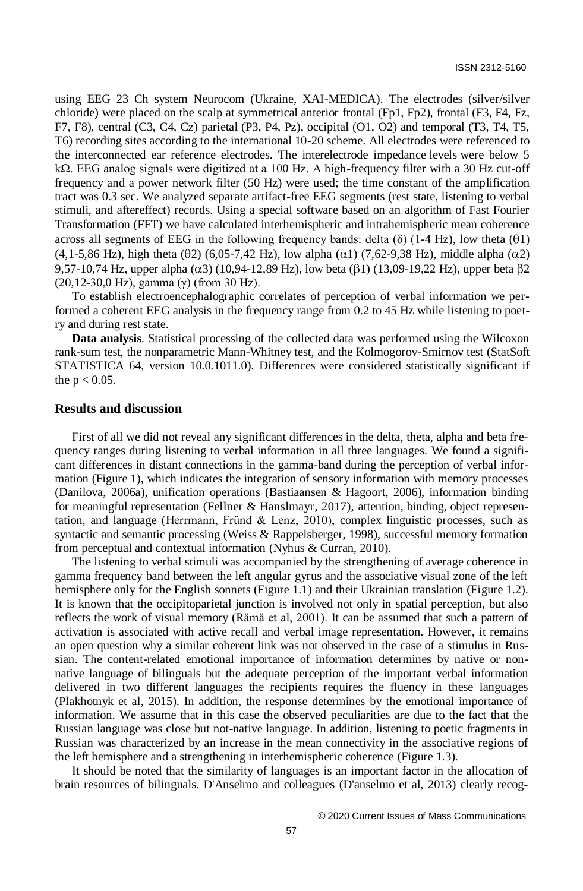using EEG 23 Ch system Neurocom (Ukraine, XAI-MEDICA). The electrodes (silver/silver chloride) were placed on the scalp at symmetrical anterior frontal (Fp1, Fp2), frontal (F3, F4, Fz, F7, F8), central (C3, C4, Cz) parietal (P3, P4, Pz), occipital (O1, O2) and temporal (T3, T4, T5, T6) recording sites according to the international 10-20 scheme. All electrodes were referenced to the interconnected ear reference electrodes. The interelectrode impedance levels were below 5 kΩ. EEG analog signals were digitized at a 100 Hz. A high-frequency filter with a 30 Hz cut-off frequency and a power network filter (50 Hz) were used; the time constant of the amplification tract was 0.3 sec. We analyzed separate artifact-free EEG segments (rest state, listening to verbal stimuli, and aftereffect) records. Using a special software based on an algorithm of Fast Fourier Transformation (FFT) we have calculated interhemispheric and intrahemispheric mean coherence across all segments of EEG in the following frequency bands: delta (δ) (1-4 Hz), low theta (θ1) (4,1-5,86 Hz), high theta (θ2) (6,05-7,42 Hz), low alpha (α1) (7,62-9,38 Hz), middle alpha (α2) 9,57-10,74 Hz, upper alpha (α3) (10,94-12,89 Hz), low beta (β1) (13,09-19,22 Hz), upper beta β2 (20,12-30,0 Hz), gamma (γ) (from 30 Hz).

To establish electroencephalographic correlates of perception of verbal information we performed a coherent EEG analysis in the frequency range from 0.2 to 45 Hz while listening to poetry and during rest state.

**Data analysis**. Statistical processing of the collected data was performed using the Wilcoxon rank-sum test, the nonparametric Mann-Whitney test, and the Kolmogorov-Smirnov test (StatSoft STATISTICA 64, version 10.0.1011.0). Differences were considered statistically significant if the $p < 0.05$.

## Results and discussion

First of all we did not reveal any significant differences in the delta, theta, alpha and beta frequency ranges during listening to verbal information in all three languages. We found a significant differences in distant connections in the gamma-band during the perception of verbal information (Figure 1), which indicates the integration of sensory information with memory processes (Danilova, 2006a), unification operations (Bastiaansen & Hagoort, 2006), information binding for meaningful representation (Fellner & Hanslmayr, 2017), attention, binding, object representation, and language (Herrmann, Fründ & Lenz, 2010), complex linguistic processes, such as syntactic and semantic processing (Weiss & Rappelsberger, 1998), successful memory formation from perceptual and contextual information (Nyhus & Curran, 2010).

The listening to verbal stimuli was accompanied by the strengthening of average coherence in gamma frequency band between the left angular gyrus and the associative visual zone of the left hemisphere only for the English sonnets (Figure 1.1) and their Ukrainian translation (Figure 1.2). It is known that the occipitoparietal junction is involved not only in spatial perception, but also reflects the work of visual memory (Rämä et al, 2001). It can be assumed that such a pattern of activation is associated with active recall and verbal image representation. However, it remains an open question why a similar coherent link was not observed in the case of a stimulus in Russian. The content-related emotional importance of information determines by native or non-native language of bilinguals but the adequate perception of the important verbal information delivered in two different languages the recipients requires the fluency in these languages (Plakhotnyk et al, 2015). In addition, the response determines by the emotional importance of information. We assume that in this case the observed peculiarities are due to the fact that the Russian language was close but not-native language. In addition, listening to poetic fragments in Russian was characterized by an increase in the mean connectivity in the associative regions of the left hemisphere and a strengthening in interhemispheric coherence (Figure 1.3).

It should be noted that the similarity of languages is an important factor in the allocation of brain resources of bilinguals. D'Anselmo and colleagues (D'anselmo et al, 2013) clearly recog-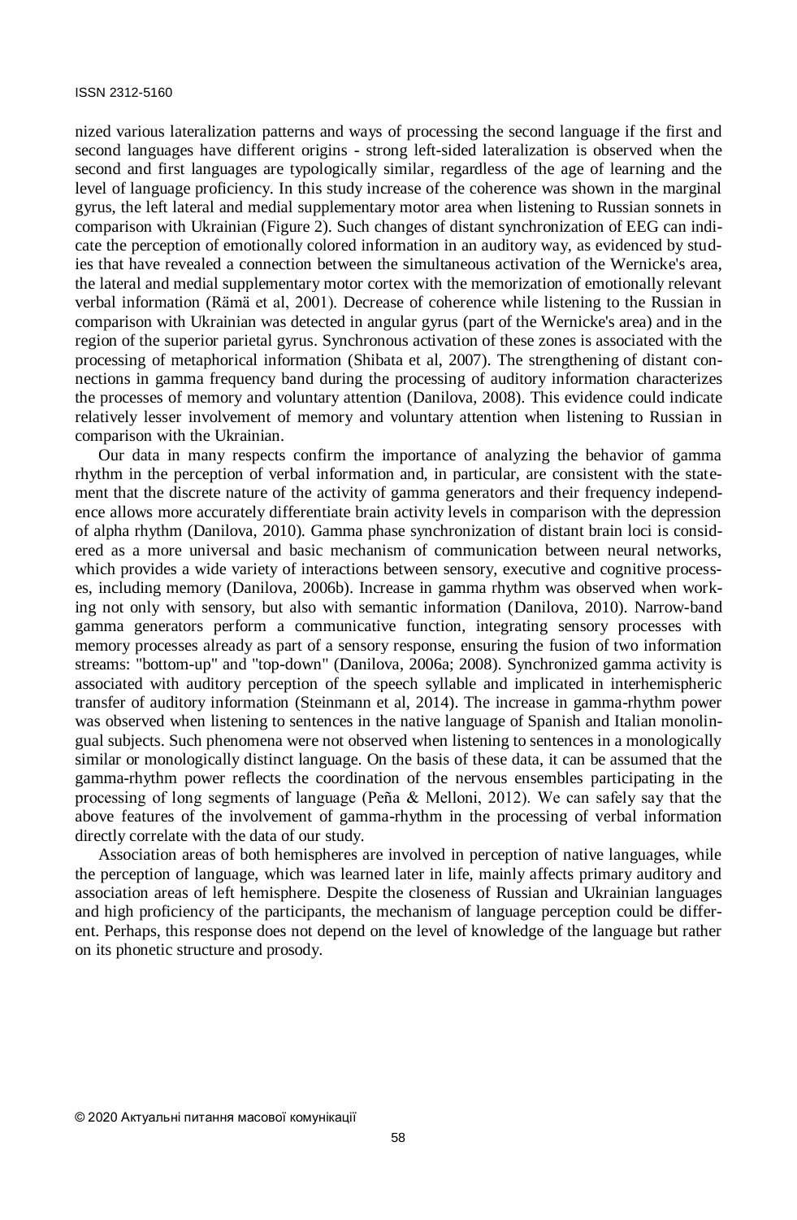nized various lateralization patterns and ways of processing the second language if the first and second languages have different origins - strong left-sided lateralization is observed when the second and first languages are typologically similar, regardless of the age of learning and the level of language proficiency. In this study increase of the coherence was shown in the marginal gyrus, the left lateral and medial supplementary motor area when listening to Russian sonnets in comparison with Ukrainian (Figure 2). Such changes of distant synchronization of EEG can indicate the perception of emotionally colored information in an auditory way, as evidenced by studies that have revealed a connection between the simultaneous activation of the Wernicke's area, the lateral and medial supplementary motor cortex with the memorization of emotionally relevant verbal information (Rämä et al, 2001). Decrease of coherence while listening to the Russian in comparison with Ukrainian was detected in angular gyrus (part of the Wernicke's area) and in the region of the superior parietal gyrus. Synchronous activation of these zones is associated with the processing of metaphorical information (Shibata et al, 2007). The strengthening of distant connections in gamma frequency band during the processing of auditory information characterizes the processes of memory and voluntary attention (Danilova, 2008). This evidence could indicate relatively lesser involvement of memory and voluntary attention when listening to Russian in comparison with the Ukrainian.

Our data in many respects confirm the importance of analyzing the behavior of gamma rhythm in the perception of verbal information and, in particular, are consistent with the statement that the discrete nature of the activity of gamma generators and their frequency independence allows more accurately differentiate brain activity levels in comparison with the depression of alpha rhythm (Danilova, 2010). Gamma phase synchronization of distant brain loci is considered as a more universal and basic mechanism of communication between neural networks, which provides a wide variety of interactions between sensory, executive and cognitive processes, including memory (Danilova, 2006b). Increase in gamma rhythm was observed when working not only with sensory, but also with semantic information (Danilova, 2010). Narrow-band gamma generators perform a communicative function, integrating sensory processes with memory processes already as part of a sensory response, ensuring the fusion of two information streams: "bottom-up" and "top-down" (Danilova, 2006a; 2008). Synchronized gamma activity is associated with auditory perception of the speech syllable and implicated in interhemispheric transfer of auditory information (Steinmann et al, 2014). The increase in gamma-rhythm power was observed when listening to sentences in the native language of Spanish and Italian monolingual subjects. Such phenomena were not observed when listening to sentences in a monologically similar or monologically distinct language. On the basis of these data, it can be assumed that the gamma-rhythm power reflects the coordination of the nervous ensembles participating in the processing of long segments of language (Peña & Melloni, 2012). We can safely say that the above features of the involvement of gamma-rhythm in the processing of verbal information directly correlate with the data of our study.

Association areas of both hemispheres are involved in perception of native languages, while the perception of language, which was learned later in life, mainly affects primary auditory and association areas of left hemisphere. Despite the closeness of Russian and Ukrainian languages and high proficiency of the participants, the mechanism of language perception could be different. Perhaps, this response does not depend on the level of knowledge of the language but rather on its phonetic structure and prosody.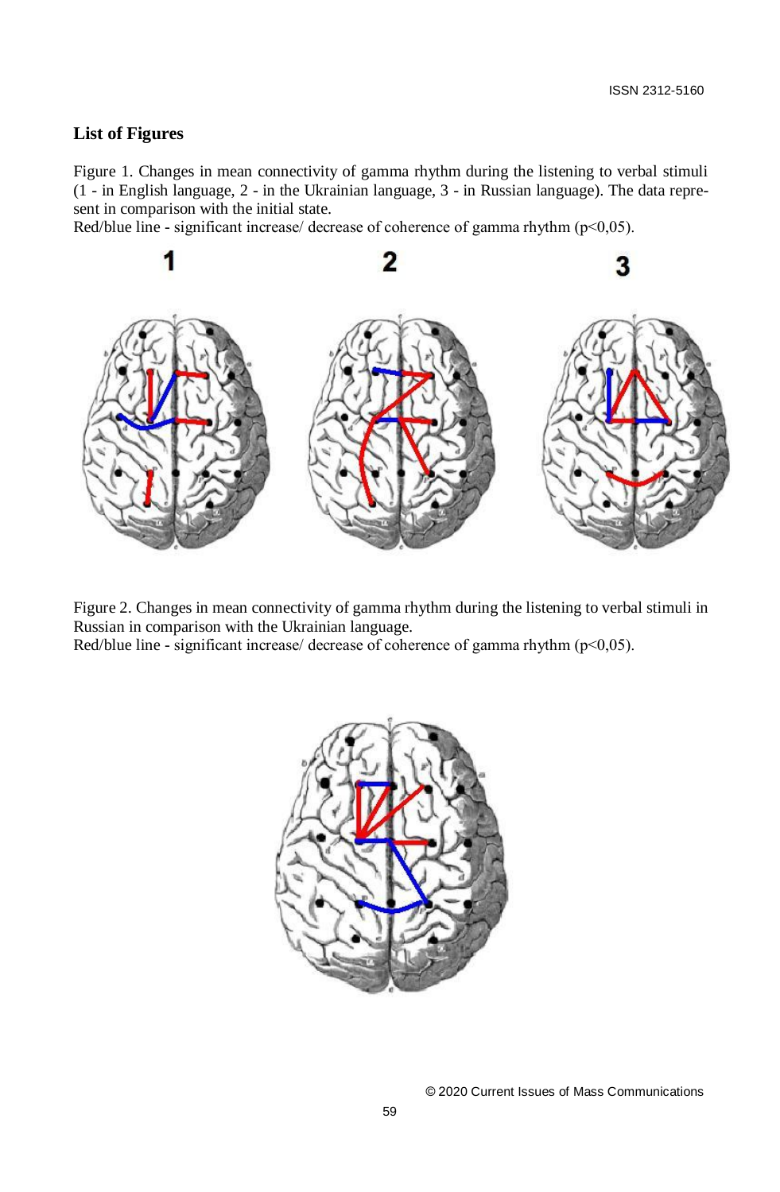## List of Figures

Figure 1. Changes in mean connectivity of gamma rhythm during the listening to verbal stimuli (1 - in English language, 2 - in the Ukrainian language, 3 - in Russian language). The data represent in comparison with the initial state.
Red/blue line - significant increase/ decrease of coherence of gamma rhythm ($p<0,05$).

Figure 2. Changes in mean connectivity of gamma rhythm during the listening to verbal stimuli in Russian in comparison with the Ukrainian language.
Red/blue line - significant increase/ decrease of coherence of gamma rhythm ($p<0,05$).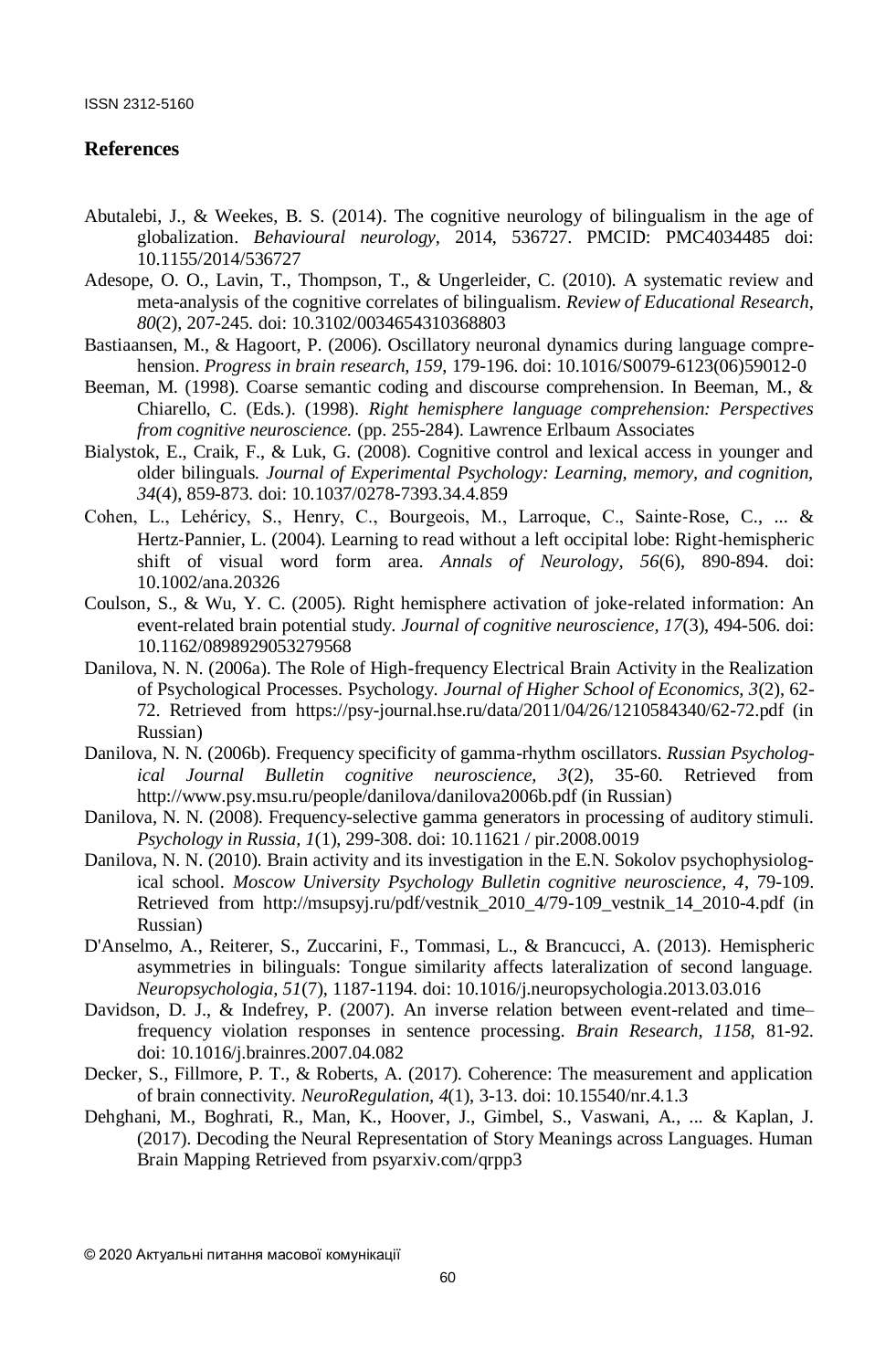## References

Abutalebi, J., & Weekes, B. S. (2014). The cognitive neurology of bilingualism in the age of globalization. *Behavioural neurology*, 2014, 536727. PMCID: PMC4034485 doi: 10.1155/2014/536727

Adesope, O. O., Lavin, T., Thompson, T., & Ungerleider, C. (2010). A systematic review and meta-analysis of the cognitive correlates of bilingualism. *Review of Educational Research, 80*(2), 207-245. doi: 10.3102/0034654310368803

Bastiaansen, M., & Hagoort, P. (2006). Oscillatory neuronal dynamics during language comprehension. *Progress in brain research, 159*, 179-196. doi: 10.1016/S0079-6123(06)59012-0

Beeman, M. (1998). Coarse semantic coding and discourse comprehension. In Beeman, M., & Chiarello, C. (Eds.). (1998). *Right hemisphere language comprehension: Perspectives from cognitive neuroscience.* (pp. 255-284). Lawrence Erlbaum Associates

Bialystok, E., Craik, F., & Luk, G. (2008). Cognitive control and lexical access in younger and older bilinguals. *Journal of Experimental Psychology: Learning, memory, and cognition, 34*(4), 859-873. doi: 10.1037/0278-7393.34.4.859

Cohen, L., Lehéricy, S., Henry, C., Bourgeois, M., Larroque, C., Sainte-Rose, C., ... & Hertz-Pannier, L. (2004). Learning to read without a left occipital lobe: Right-hemispheric shift of visual word form area. *Annals of Neurology, 56*(6), 890-894. doi: 10.1002/ana.20326

Coulson, S., & Wu, Y. C. (2005). Right hemisphere activation of joke-related information: An event-related brain potential study. *Journal of cognitive neuroscience, 17*(3), 494-506. doi: 10.1162/0898929053279568

Danilova, N. N. (2006a). The Role of High-frequency Electrical Brain Activity in the Realization of Psychological Processes. Psychology. *Journal of Higher School of Economics, 3*(2), 62-72. Retrieved from https://psy-journal.hse.ru/data/2011/04/26/1210584340/62-72.pdf (in Russian)

Danilova, N. N. (2006b). Frequency specificity of gamma-rhythm oscillators. *Russian Psychological Journal Bulletin cognitive neuroscience, 3*(2), 35-60. Retrieved from http://www.psy.msu.ru/people/danilova/danilova2006b.pdf (in Russian)

Danilova, N. N. (2008). Frequency-selective gamma generators in processing of auditory stimuli. *Psychology in Russia, 1*(1), 299-308. doi: 10.11621 / pir.2008.0019

Danilova, N. N. (2010). Brain activity and its investigation in the E.N. Sokolov psychophysiological school. *Moscow University Psychology Bulletin cognitive neuroscience, 4*, 79-109. Retrieved from http://msupsyj.ru/pdf/vestnik_2010_4/79-109_vestnik_14_2010-4.pdf (in Russian)

D'Anselmo, A., Reiterer, S., Zuccarini, F., Tommasi, L., & Brancucci, A. (2013). Hemispheric asymmetries in bilinguals: Tongue similarity affects lateralization of second language. *Neuropsychologia, 51*(7), 1187-1194. doi: 10.1016/j.neuropsychologia.2013.03.016

Davidson, D. J., & Indefrey, P. (2007). An inverse relation between event-related and time–frequency violation responses in sentence processing. *Brain Research, 1158*, 81-92. doi: 10.1016/j.brainres.2007.04.082

Decker, S., Fillmore, P. T., & Roberts, A. (2017). Coherence: The measurement and application of brain connectivity. *NeuroRegulation, 4*(1), 3-13. doi: 10.15540/nr.4.1.3

Dehghani, M., Boghrati, R., Man, K., Hoover, J., Gimbel, S., Vaswani, A., ... & Kaplan, J. (2017). Decoding the Neural Representation of Story Meanings across Languages. Human Brain Mapping Retrieved from psyarxiv.com/qrpp3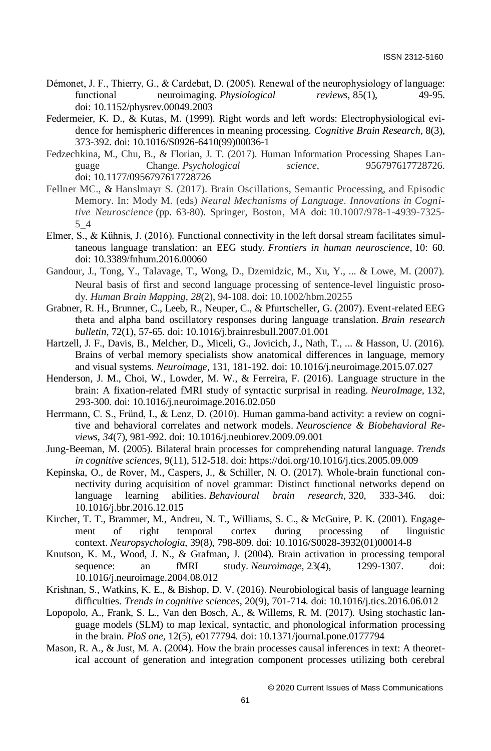Démonet, J. F., Thierry, G., & Cardebat, D. (2005). Renewal of the neurophysiology of language: functional neuroimaging. *Physiological reviews*, 85(1), 49-95. doi: 10.1152/physrev.00049.2003

Federmeier, K. D., & Kutas, M. (1999). Right words and left words: Electrophysiological evidence for hemispheric differences in meaning processing. *Cognitive Brain Research*, 8(3), 373-392. doi: 10.1016/S0926-6410(99)00036-1

Fedzechkina, M., Chu, B., & Florian, J. T. (2017). Human Information Processing Shapes Language Change. *Psychological science*, 956797617728726. doi: 10.1177/0956797617728726

Fellner MC., & Hanslmayr S. (2017). Brain Oscillations, Semantic Processing, and Episodic Memory. In: Mody M. (eds) *Neural Mechanisms of Language. Innovations in Cognitive Neuroscience* (pp. 63-80). Springer, Boston, MA doi: 10.1007/978-1-4939-7325-5_4

Elmer, S., & Kühnis, J. (2016). Functional connectivity in the left dorsal stream facilitates simultaneous language translation: an EEG study. *Frontiers in human neuroscience*, 10: 60. doi: 10.3389/fnhum.2016.00060

Gandour, J., Tong, Y., Talavage, T., Wong, D., Dzemidzic, M., Xu, Y., ... & Lowe, M. (2007). Neural basis of first and second language processing of sentence-level linguistic prosody. *Human Brain Mapping*, *28*(2), 94-108. doi: 10.1002/hbm.20255

Grabner, R. H., Brunner, C., Leeb, R., Neuper, C., & Pfurtscheller, G. (2007). Event-related EEG theta and alpha band oscillatory responses during language translation. *Brain research bulletin*, 72(1), 57-65. doi: 10.1016/j.brainresbull.2007.01.001

Hartzell, J. F., Davis, B., Melcher, D., Miceli, G., Jovicich, J., Nath, T., ... & Hasson, U. (2016). Brains of verbal memory specialists show anatomical differences in language, memory and visual systems. *Neuroimage*, 131, 181-192. doi: 10.1016/j.neuroimage.2015.07.027

Henderson, J. M., Choi, W., Lowder, M. W., & Ferreira, F. (2016). Language structure in the brain: A fixation-related fMRI study of syntactic surprisal in reading. *NeuroImage*, 132, 293-300. doi: 10.1016/j.neuroimage.2016.02.050

Herrmann, C. S., Fründ, I., & Lenz, D. (2010). Human gamma-band activity: a review on cognitive and behavioral correlates and network models. *Neuroscience & Biobehavioral Reviews*, *34*(7), 981-992. doi: 10.1016/j.neubiorev.2009.09.001

Jung-Beeman, M. (2005). Bilateral brain processes for comprehending natural language. *Trends in cognitive sciences*, 9(11), 512-518. doi: https://doi.org/10.1016/j.tics.2005.09.009

Kepinska, O., de Rover, M., Caspers, J., & Schiller, N. O. (2017). Whole-brain functional connectivity during acquisition of novel grammar: Distinct functional networks depend on language learning abilities. *Behavioural brain research*, 320, 333-346. doi: 10.1016/j.bbr.2016.12.015

Kircher, T. T., Brammer, M., Andreu, N. T., Williams, S. C., & McGuire, P. K. (2001). Engagement of right temporal cortex during processing of linguistic context. *Neuropsychologia*, 39(8), 798-809. doi: 10.1016/S0028-3932(01)00014-8

Knutson, K. M., Wood, J. N., & Grafman, J. (2004). Brain activation in processing temporal sequence: an fMRI study. *Neuroimage*, 23(4), 1299-1307. doi: 10.1016/j.neuroimage.2004.08.012

Krishnan, S., Watkins, K. E., & Bishop, D. V. (2016). Neurobiological basis of language learning difficulties. *Trends in cognitive sciences*, 20(9), 701-714. doi: 10.1016/j.tics.2016.06.012

Lopopolo, A., Frank, S. L., Van den Bosch, A., & Willems, R. M. (2017). Using stochastic language models (SLM) to map lexical, syntactic, and phonological information processing in the brain. *PloS one*, 12(5), e0177794. doi: 10.1371/journal.pone.0177794

Mason, R. A., & Just, M. A. (2004). How the brain processes causal inferences in text: A theoretical account of generation and integration component processes utilizing both cerebral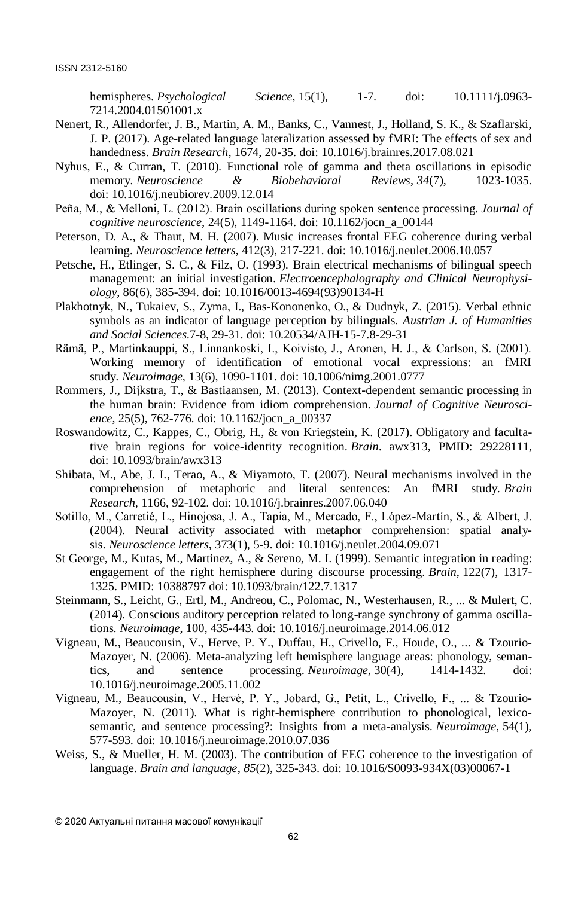hemispheres. *Psychological Science*, 15(1), 1-7. doi: 10.1111/j.0963-7214.2004.01501001.x

Nenert, R., Allendorfer, J. B., Martin, A. M., Banks, C., Vannest, J., Holland, S. K., & Szaflarski, J. P. (2017). Age-related language lateralization assessed by fMRI: The effects of sex and handedness. *Brain Research*, 1674, 20-35. doi: 10.1016/j.brainres.2017.08.021

Nyhus, E., & Curran, T. (2010). Functional role of gamma and theta oscillations in episodic memory. *Neuroscience & Biobehavioral Reviews*, *34*(7), 1023-1035. doi: 10.1016/j.neubiorev.2009.12.014

Peña, M., & Melloni, L. (2012). Brain oscillations during spoken sentence processing. *Journal of cognitive neuroscience*, 24(5), 1149-1164. doi: 10.1162/jocn_a_00144

Peterson, D. A., & Thaut, M. H. (2007). Music increases frontal EEG coherence during verbal learning. *Neuroscience letters*, 412(3), 217-221. doi: 10.1016/j.neulet.2006.10.057

Petsche, H., Etlinger, S. C., & Filz, O. (1993). Brain electrical mechanisms of bilingual speech management: an initial investigation. *Electroencephalography and Clinical Neurophysiology*, 86(6), 385-394. doi: 10.1016/0013-4694(93)90134-H

Plakhotnyk, N., Tukaiev, S., Zyma, I., Bas-Kononenko, O., & Dudnyk, Z. (2015). Verbal ethnic symbols as an indicator of language perception by bilinguals. *Austrian J. of Humanities and Social Sciences*.7-8, 29-31. doi: 10.20534/AJH-15-7.8-29-31

Rämä, P., Martinkauppi, S., Linnankoski, I., Koivisto, J., Aronen, H. J., & Carlson, S. (2001). Working memory of identification of emotional vocal expressions: an fMRI study. *Neuroimage*, 13(6), 1090-1101. doi: 10.1006/nimg.2001.0777

Rommers, J., Dijkstra, T., & Bastiaansen, M. (2013). Context-dependent semantic processing in the human brain: Evidence from idiom comprehension. *Journal of Cognitive Neuroscience*, 25(5), 762-776. doi: 10.1162/jocn_a_00337

Roswandowitz, C., Kappes, C., Obrig, H., & von Kriegstein, K. (2017). Obligatory and facultative brain regions for voice-identity recognition. *Brain*. awx313, PMID: 29228111, doi: 10.1093/brain/awx313

Shibata, M., Abe, J. I., Terao, A., & Miyamoto, T. (2007). Neural mechanisms involved in the comprehension of metaphoric and literal sentences: An fMRI study. *Brain Research*, 1166, 92-102. doi: 10.1016/j.brainres.2007.06.040

Sotillo, M., Carretié, L., Hinojosa, J. A., Tapia, M., Mercado, F., López-Martín, S., & Albert, J. (2004). Neural activity associated with metaphor comprehension: spatial analysis. *Neuroscience letters*, 373(1), 5-9. doi: 10.1016/j.neulet.2004.09.071

St George, M., Kutas, M., Martinez, A., & Sereno, M. I. (1999). Semantic integration in reading: engagement of the right hemisphere during discourse processing. *Brain*, 122(7), 1317-1325. PMID: 10388797 doi: 10.1093/brain/122.7.1317

Steinmann, S., Leicht, G., Ertl, M., Andreou, C., Polomac, N., Westerhausen, R., ... & Mulert, C. (2014). Conscious auditory perception related to long-range synchrony of gamma oscillations. *Neuroimage*, 100, 435-443. doi: 10.1016/j.neuroimage.2014.06.012

Vigneau, M., Beaucousin, V., Herve, P. Y., Duffau, H., Crivello, F., Houde, O., ... & Tzourio-Mazoyer, N. (2006). Meta-analyzing left hemisphere language areas: phonology, semantics, and sentence processing. *Neuroimage*, 30(4), 1414-1432. doi: 10.1016/j.neuroimage.2005.11.002

Vigneau, M., Beaucousin, V., Hervé, P. Y., Jobard, G., Petit, L., Crivello, F., ... & Tzourio-Mazoyer, N. (2011). What is right-hemisphere contribution to phonological, lexico-semantic, and sentence processing?: Insights from a meta-analysis. *Neuroimage*, 54(1), 577-593. doi: 10.1016/j.neuroimage.2010.07.036

Weiss, S., & Mueller, H. M. (2003). The contribution of EEG coherence to the investigation of language. *Brain and language*, *85*(2), 325-343. doi: 10.1016/S0093-934X(03)00067-1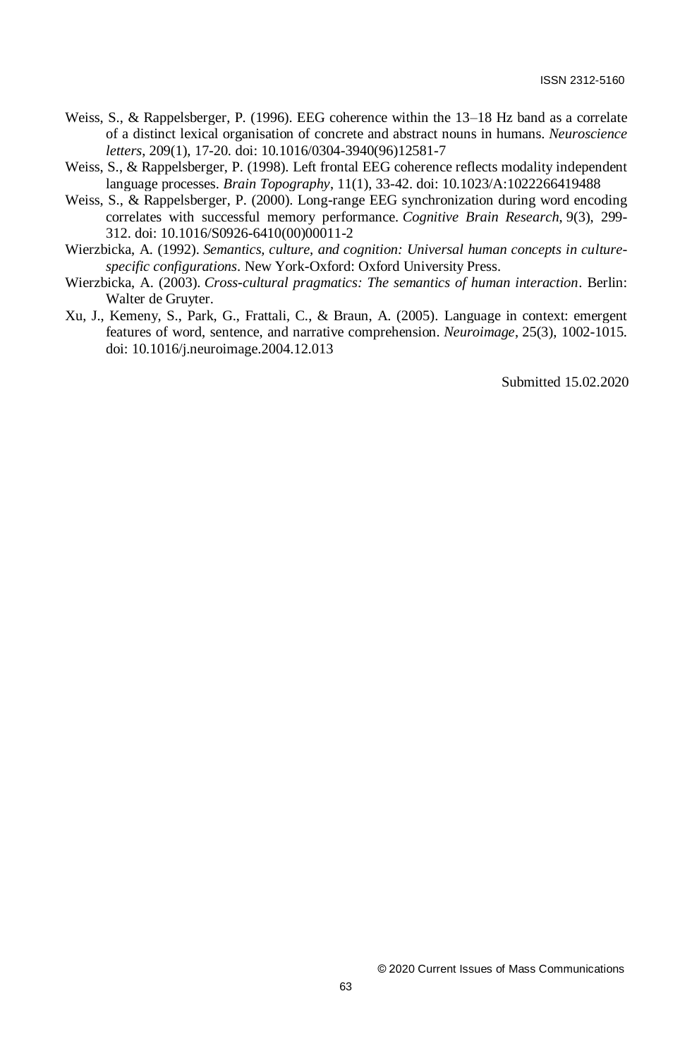Weiss, S., & Rappelsberger, P. (1996). EEG coherence within the 13–18 Hz band as a correlate of a distinct lexical organisation of concrete and abstract nouns in humans. *Neuroscience letters*, 209(1), 17-20. doi: 10.1016/0304-3940(96)12581-7

Weiss, S., & Rappelsberger, P. (1998). Left frontal EEG coherence reflects modality independent language processes. *Brain Topography*, 11(1), 33-42. doi: 10.1023/A:1022266419488

Weiss, S., & Rappelsberger, P. (2000). Long-range EEG synchronization during word encoding correlates with successful memory performance. *Cognitive Brain Research*, 9(3), 299-312. doi: 10.1016/S0926-6410(00)00011-2

Wierzbicka, A. (1992). *Semantics, culture, and cognition: Universal human concepts in culture-specific configurations*. New York-Oxford: Oxford University Press.

Wierzbicka, A. (2003). *Cross-cultural pragmatics: The semantics of human interaction*. Berlin: Walter de Gruyter.

Xu, J., Kemeny, S., Park, G., Frattali, C., & Braun, A. (2005). Language in context: emergent features of word, sentence, and narrative comprehension. *Neuroimage*, 25(3), 1002-1015. doi: 10.1016/j.neuroimage.2004.12.013

Submitted 15.02.2020